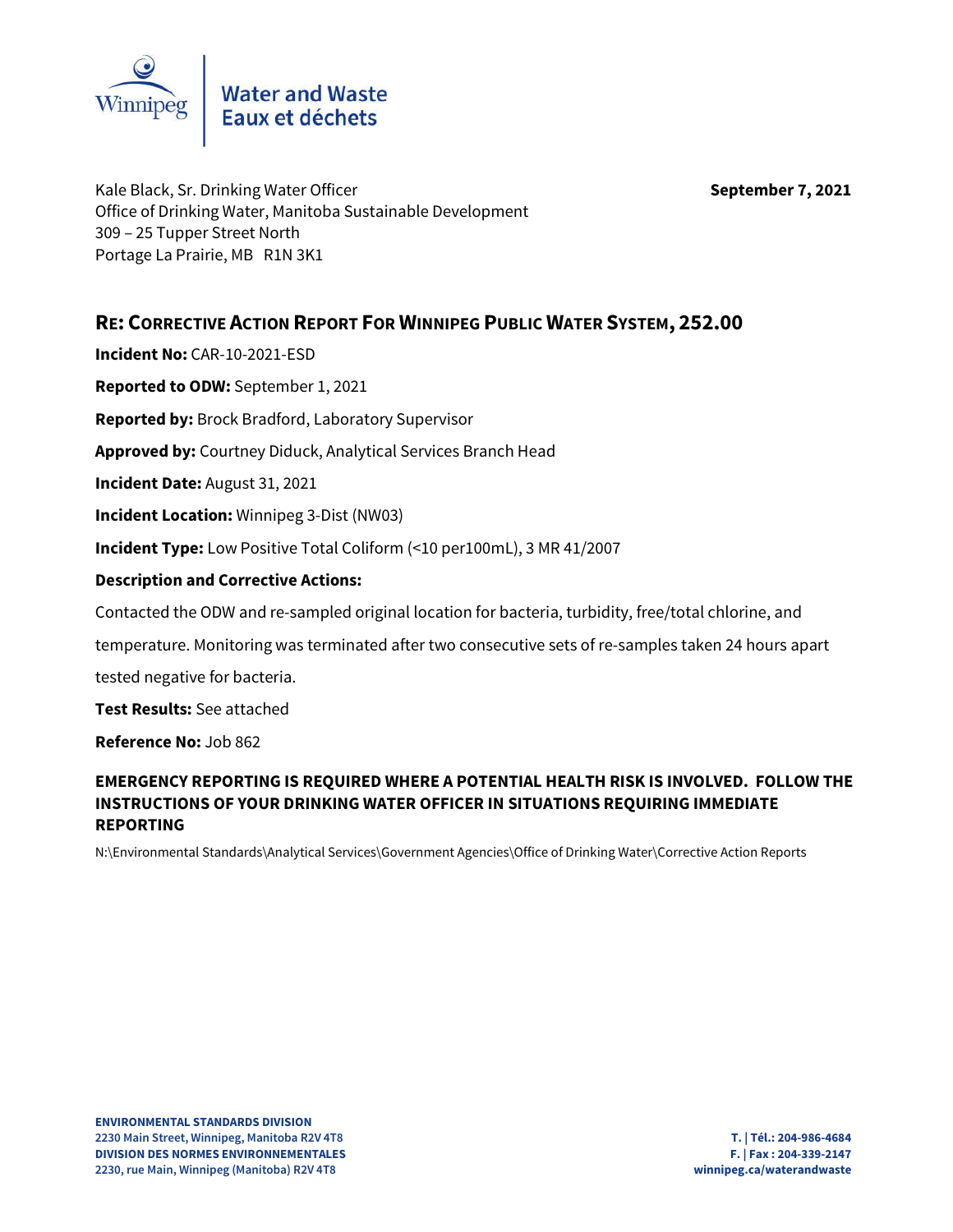Water and Waste
Eaux et déchets

Kale Black, Sr. Drinking Water Officer
Office of Drinking Water, Manitoba Sustainable Development
309 – 25 Tupper Street North
Portage La Prairie, MB R1N 3K1

**September 7, 2021**

## RE: CORRECTIVE ACTION REPORT FOR WINNIPEG PUBLIC WATER SYSTEM, 252.00

**Incident No:** CAR-10-2021-ESD

**Reported to ODW:** September 1, 2021

**Reported by:** Brock Bradford, Laboratory Supervisor

**Approved by:** Courtney Diduck, Analytical Services Branch Head

**Incident Date:** August 31, 2021

**Incident Location:** Winnipeg 3-Dist (NW03)

**Incident Type:** Low Positive Total Coliform (<10 per100mL), 3 MR 41/2007

**Description and Corrective Actions:**

Contacted the ODW and re-sampled original location for bacteria, turbidity, free/total chlorine, and temperature. Monitoring was terminated after two consecutive sets of re-samples taken 24 hours apart tested negative for bacteria.

**Test Results:** See attached

**Reference No:** Job 862

**EMERGENCY REPORTING IS REQUIRED WHERE A POTENTIAL HEALTH RISK IS INVOLVED. FOLLOW THE INSTRUCTIONS OF YOUR DRINKING WATER OFFICER IN SITUATIONS REQUIRING IMMEDIATE REPORTING**

N:\Environmental Standards\Analytical Services\Government Agencies\Office of Drinking Water\Corrective Action Reports

**ENVIRONMENTAL STANDARDS DIVISION**
**2230 Main Street, Winnipeg, Manitoba R2V 4T8**
**DIVISION DES NORMES ENVIRONNEMENTALES**
**2230, rue Main, Winnipeg (Manitoba) R2V 4T8**

**T. | Tél.: 204-986-4684**
**F. | Fax : 204-339-2147**
**winnipeg.ca/waterandwaste**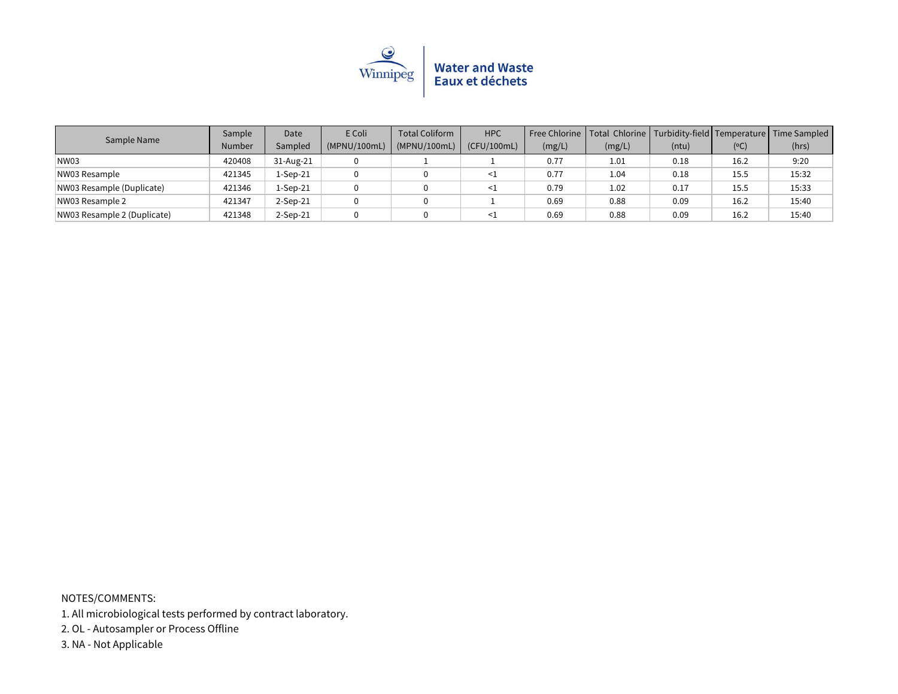Winnipeg | Water and Waste
Eaux et déchets

| Sample Name | Sample Number | Date Sampled | E Coli (MPNU/100mL) | Total Coliform (MPNU/100mL) | HPC (CFU/100mL) | Free Chlorine (mg/L) | Total Chlorine (mg/L) | Turbidity-field (ntu) | Temperature (°C) | Time Sampled (hrs) |
|---|---|---|---|---|---|---|---|---|---|---|
| NW03 | 420408 | 31-Aug-21 | 0 | 1 | 1 | 0.77 | 1.01 | 0.18 | 16.2 | 9:20 |
| NW03 Resample | 421345 | 1-Sep-21 | 0 | 0 | <1 | 0.77 | 1.04 | 0.18 | 15.5 | 15:32 |
| NW03 Resample (Duplicate) | 421346 | 1-Sep-21 | 0 | 0 | <1 | 0.79 | 1.02 | 0.17 | 15.5 | 15:33 |
| NW03 Resample 2 | 421347 | 2-Sep-21 | 0 | 0 | 1 | 0.69 | 0.88 | 0.09 | 16.2 | 15:40 |
| NW03 Resample 2 (Duplicate) | 421348 | 2-Sep-21 | 0 | 0 | <1 | 0.69 | 0.88 | 0.09 | 16.2 | 15:40 |

NOTES/COMMENTS:

1. All microbiological tests performed by contract laboratory.
2. OL - Autosampler or Process Offline
3. NA - Not Applicable